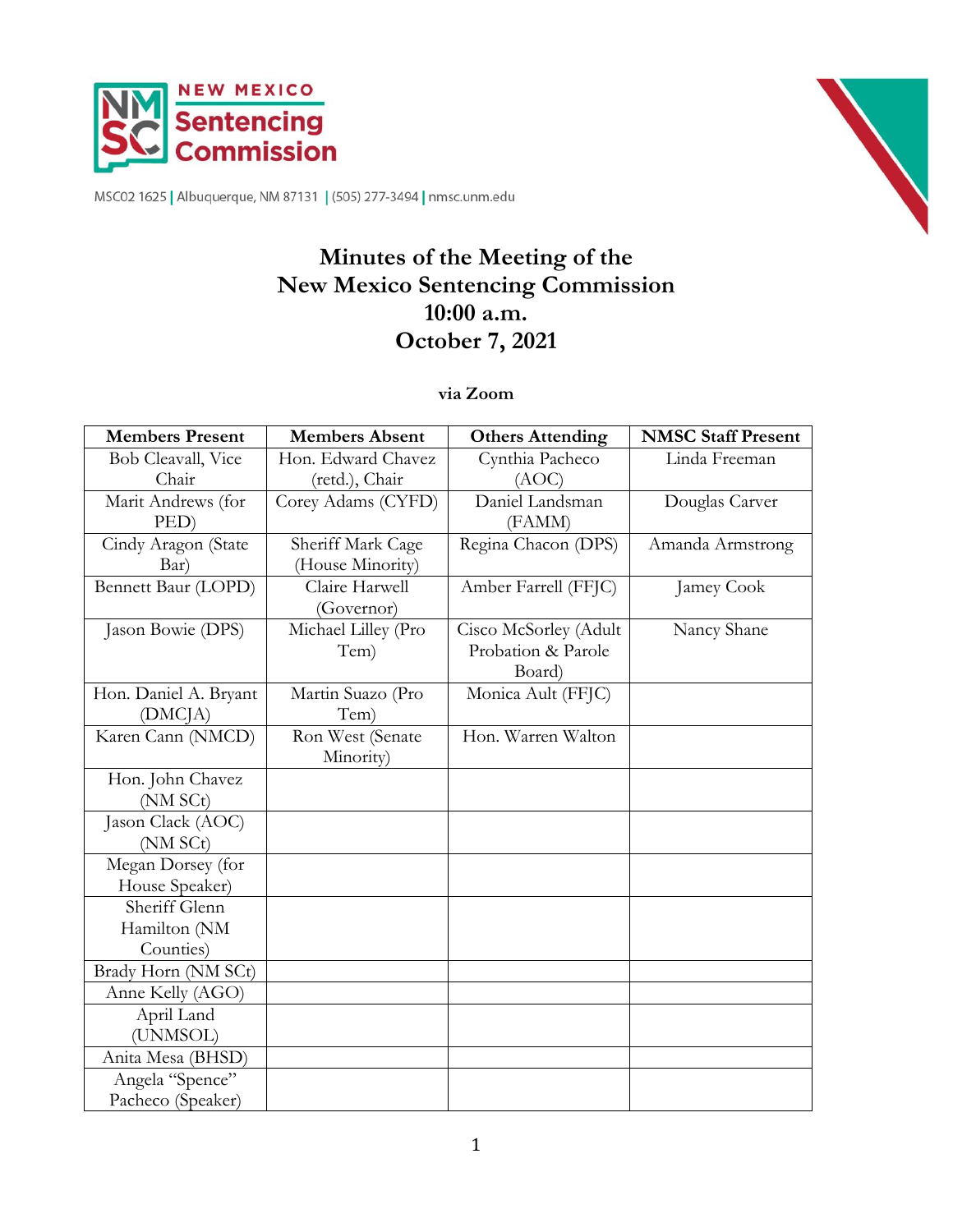NEW MEXICO
Sentencing
Commission

MSC02 1625 | Albuquerque, NM 87131 | (505) 277-3494 | nmsc.unm.edu

# Minutes of the Meeting of the New Mexico Sentencing Commission 10:00 a.m. October 7, 2021

**via Zoom**

| Members Present | Members Absent | Others Attending | NMSC Staff Present |
|---|---|---|---|
| Bob Cleavall, Vice Chair | Hon. Edward Chavez (retd.), Chair | Cynthia Pacheco (AOC) | Linda Freeman |
| Marit Andrews (for PED) | Corey Adams (CYFD) | Daniel Landsman (FAMM) | Douglas Carver |
| Cindy Aragon (State Bar) | Sheriff Mark Cage (House Minority) | Regina Chacon (DPS) | Amanda Armstrong |
| Bennett Baur (LOPD) | Claire Harwell (Governor) | Amber Farrell (FFJC) | Jamey Cook |
| Jason Bowie (DPS) | Michael Lilley (Pro Tem) | Cisco McSorley (Adult Probation & Parole Board) | Nancy Shane |
| Hon. Daniel A. Bryant (DMCJA) | Martin Suazo (Pro Tem) | Monica Ault (FFJC) | |
| Karen Cann (NMCD) | Ron West (Senate Minority) | Hon. Warren Walton | |
| Hon. John Chavez (NM SCt) | | | |
| Jason Clack (AOC) (NM SCt) | | | |
| Megan Dorsey (for House Speaker) | | | |
| Sheriff Glenn Hamilton (NM Counties) | | | |
| Brady Horn (NM SCt) | | | |
| Anne Kelly (AGO) | | | |
| April Land (UNMSOL) | | | |
| Anita Mesa (BHSD) | | | |
| Angela "Spence" Pacheco (Speaker) | | | |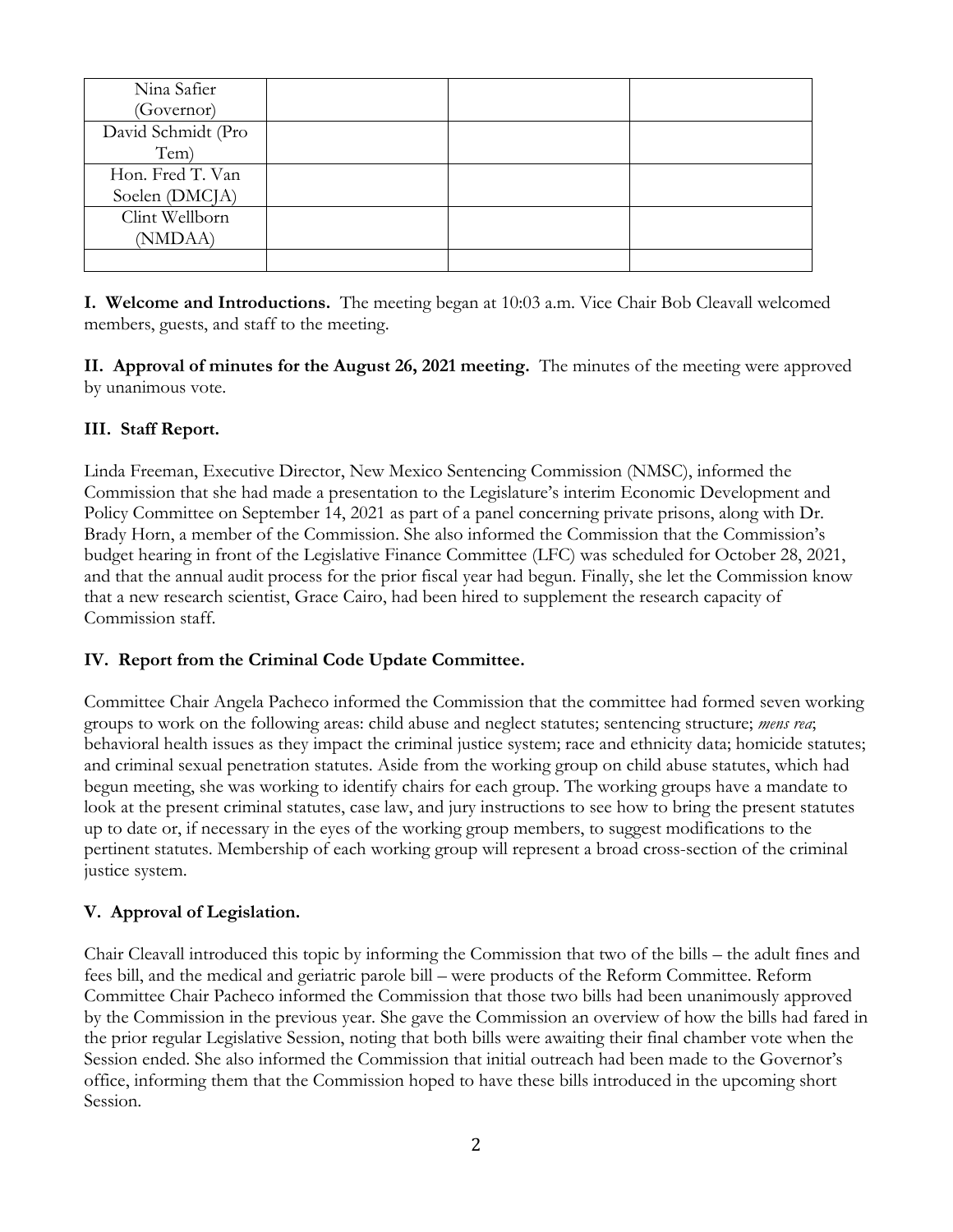| Nina Safier (Governor) | | | |
|---|---|---|---|
| David Schmidt (Pro Tem) | | | |
| Hon. Fred T. Van Soelen (DMCJA) | | | |
| Clint Wellborn (NMDAA) | | | |
| | | | |

**I. Welcome and Introductions.** The meeting began at 10:03 a.m. Vice Chair Bob Cleavall welcomed members, guests, and staff to the meeting.

**II. Approval of minutes for the August 26, 2021 meeting.** The minutes of the meeting were approved by unanimous vote.

**III. Staff Report.**

Linda Freeman, Executive Director, New Mexico Sentencing Commission (NMSC), informed the Commission that she had made a presentation to the Legislature's interim Economic Development and Policy Committee on September 14, 2021 as part of a panel concerning private prisons, along with Dr. Brady Horn, a member of the Commission. She also informed the Commission that the Commission's budget hearing in front of the Legislative Finance Committee (LFC) was scheduled for October 28, 2021, and that the annual audit process for the prior fiscal year had begun. Finally, she let the Commission know that a new research scientist, Grace Cairo, had been hired to supplement the research capacity of Commission staff.

**IV. Report from the Criminal Code Update Committee.**

Committee Chair Angela Pacheco informed the Commission that the committee had formed seven working groups to work on the following areas: child abuse and neglect statutes; sentencing structure; *mens rea*; behavioral health issues as they impact the criminal justice system; race and ethnicity data; homicide statutes; and criminal sexual penetration statutes. Aside from the working group on child abuse statutes, which had begun meeting, she was working to identify chairs for each group. The working groups have a mandate to look at the present criminal statutes, case law, and jury instructions to see how to bring the present statutes up to date or, if necessary in the eyes of the working group members, to suggest modifications to the pertinent statutes. Membership of each working group will represent a broad cross-section of the criminal justice system.

**V. Approval of Legislation.**

Chair Cleavall introduced this topic by informing the Commission that two of the bills – the adult fines and fees bill, and the medical and geriatric parole bill – were products of the Reform Committee. Reform Committee Chair Pacheco informed the Commission that those two bills had been unanimously approved by the Commission in the previous year. She gave the Commission an overview of how the bills had fared in the prior regular Legislative Session, noting that both bills were awaiting their final chamber vote when the Session ended. She also informed the Commission that initial outreach had been made to the Governor's office, informing them that the Commission hoped to have these bills introduced in the upcoming short Session.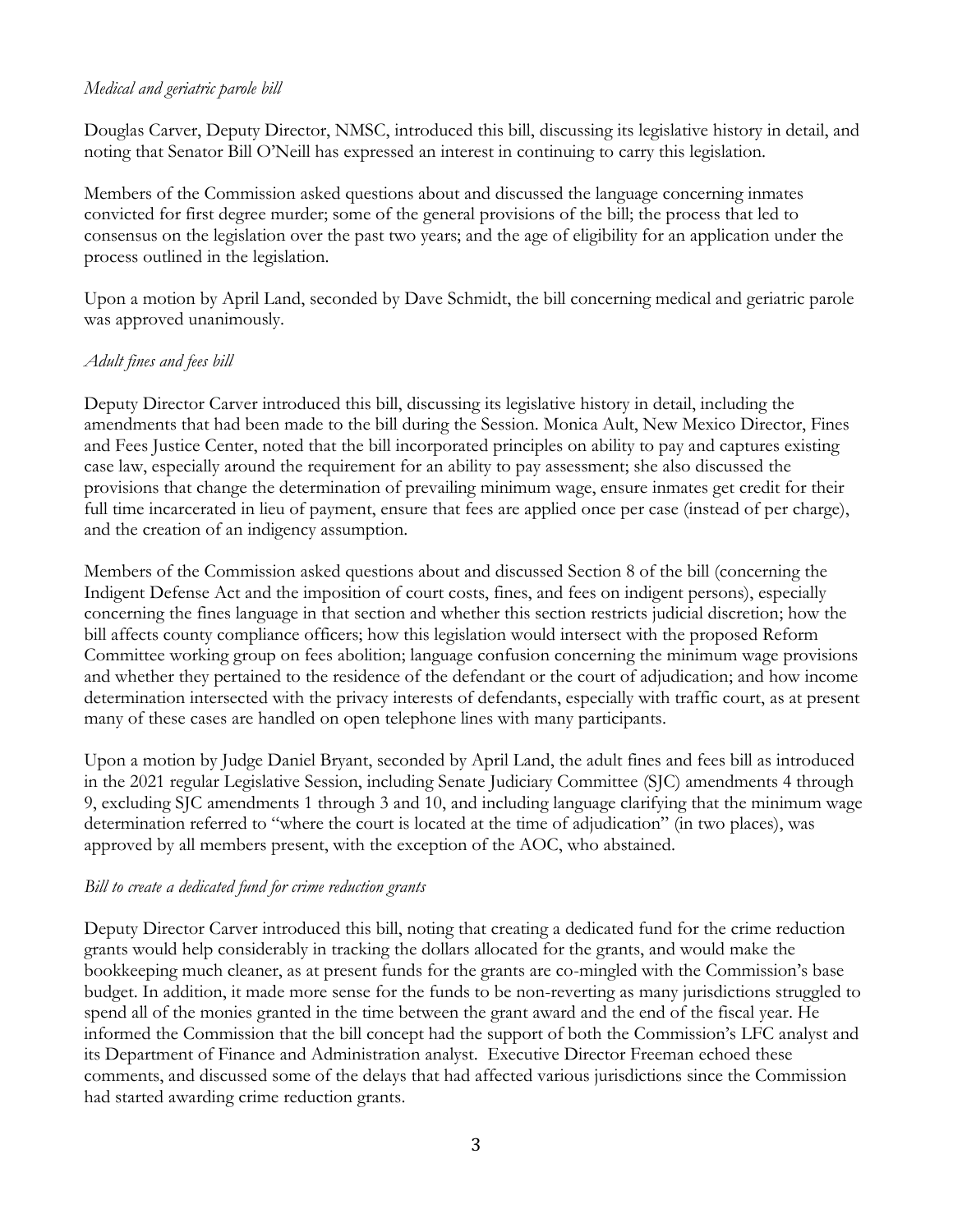*Medical and geriatric parole bill*

Douglas Carver, Deputy Director, NMSC, introduced this bill, discussing its legislative history in detail, and noting that Senator Bill O'Neill has expressed an interest in continuing to carry this legislation.

Members of the Commission asked questions about and discussed the language concerning inmates convicted for first degree murder; some of the general provisions of the bill; the process that led to consensus on the legislation over the past two years; and the age of eligibility for an application under the process outlined in the legislation.

Upon a motion by April Land, seconded by Dave Schmidt, the bill concerning medical and geriatric parole was approved unanimously.

*Adult fines and fees bill*

Deputy Director Carver introduced this bill, discussing its legislative history in detail, including the amendments that had been made to the bill during the Session. Monica Ault, New Mexico Director, Fines and Fees Justice Center, noted that the bill incorporated principles on ability to pay and captures existing case law, especially around the requirement for an ability to pay assessment; she also discussed the provisions that change the determination of prevailing minimum wage, ensure inmates get credit for their full time incarcerated in lieu of payment, ensure that fees are applied once per case (instead of per charge), and the creation of an indigency assumption.

Members of the Commission asked questions about and discussed Section 8 of the bill (concerning the Indigent Defense Act and the imposition of court costs, fines, and fees on indigent persons), especially concerning the fines language in that section and whether this section restricts judicial discretion; how the bill affects county compliance officers; how this legislation would intersect with the proposed Reform Committee working group on fees abolition; language confusion concerning the minimum wage provisions and whether they pertained to the residence of the defendant or the court of adjudication; and how income determination intersected with the privacy interests of defendants, especially with traffic court, as at present many of these cases are handled on open telephone lines with many participants.

Upon a motion by Judge Daniel Bryant, seconded by April Land, the adult fines and fees bill as introduced in the 2021 regular Legislative Session, including Senate Judiciary Committee (SJC) amendments 4 through 9, excluding SJC amendments 1 through 3 and 10, and including language clarifying that the minimum wage determination referred to "where the court is located at the time of adjudication" (in two places), was approved by all members present, with the exception of the AOC, who abstained.

*Bill to create a dedicated fund for crime reduction grants*

Deputy Director Carver introduced this bill, noting that creating a dedicated fund for the crime reduction grants would help considerably in tracking the dollars allocated for the grants, and would make the bookkeeping much cleaner, as at present funds for the grants are co-mingled with the Commission's base budget. In addition, it made more sense for the funds to be non-reverting as many jurisdictions struggled to spend all of the monies granted in the time between the grant award and the end of the fiscal year. He informed the Commission that the bill concept had the support of both the Commission's LFC analyst and its Department of Finance and Administration analyst. Executive Director Freeman echoed these comments, and discussed some of the delays that had affected various jurisdictions since the Commission had started awarding crime reduction grants.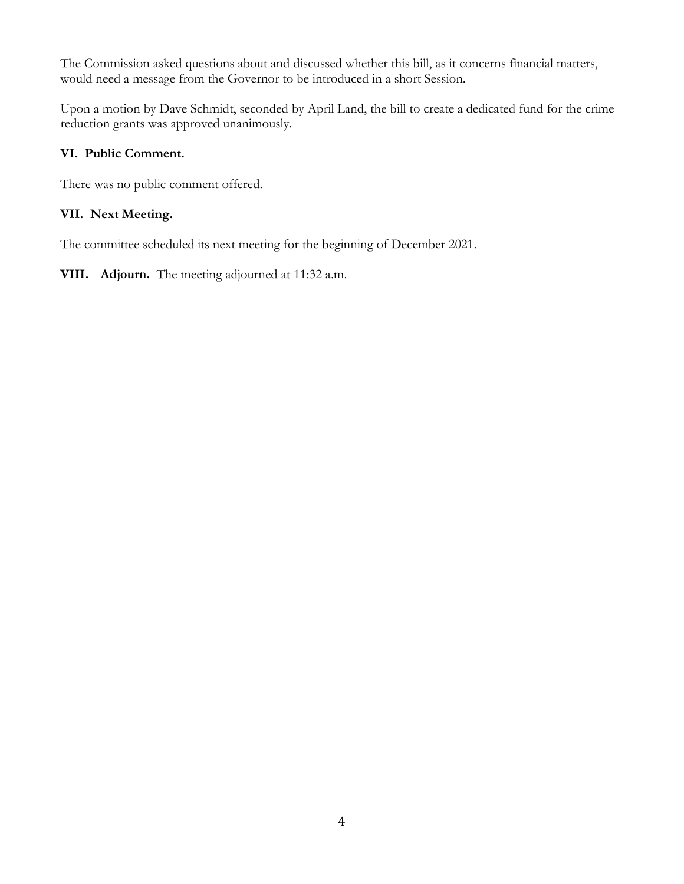The Commission asked questions about and discussed whether this bill, as it concerns financial matters, would need a message from the Governor to be introduced in a short Session.

Upon a motion by Dave Schmidt, seconded by April Land, the bill to create a dedicated fund for the crime reduction grants was approved unanimously.

**VI. Public Comment.**

There was no public comment offered.

**VII. Next Meeting.**

The committee scheduled its next meeting for the beginning of December 2021.

**VIII. Adjourn.** The meeting adjourned at 11:32 a.m.